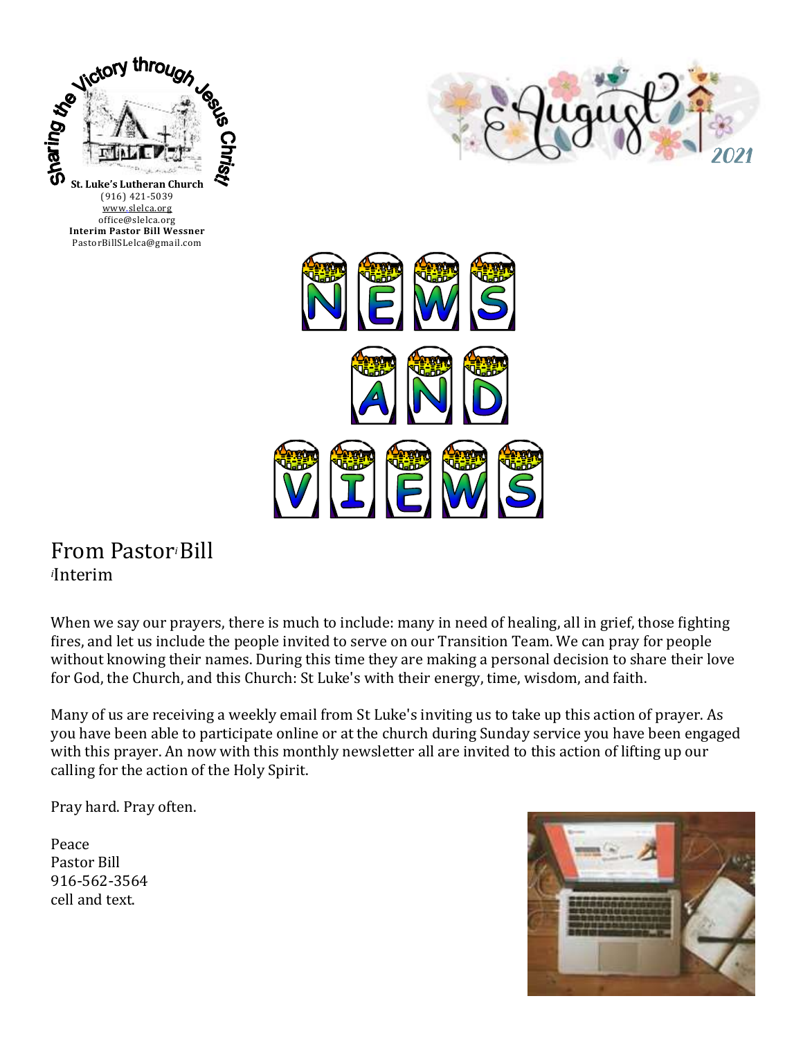Sharing the Victory through Jesus Christ!

**St. Luke's Lutheran Church**
(916) 421-5039
www.slelca.org
office@slelca.org
**Interim Pastor Bill Wessner**
PastorBillSLelca@gmail.com

August 2021

# NEWS AND VIEWS

## From Pastor[i] Bill
[i]Interim

When we say our prayers, there is much to include: many in need of healing, all in grief, those fighting fires, and let us include the people invited to serve on our Transition Team. We can pray for people without knowing their names. During this time they are making a personal decision to share their love for God, the Church, and this Church: St Luke's with their energy, time, wisdom, and faith.

Many of us are receiving a weekly email from St Luke's inviting us to take up this action of prayer. As you have been able to participate online or at the church during Sunday service you have been engaged with this prayer. An now with this monthly newsletter all are invited to this action of lifting up our calling for the action of the Holy Spirit.

Pray hard. Pray often.

Peace
Pastor Bill
916-562-3564
cell and text.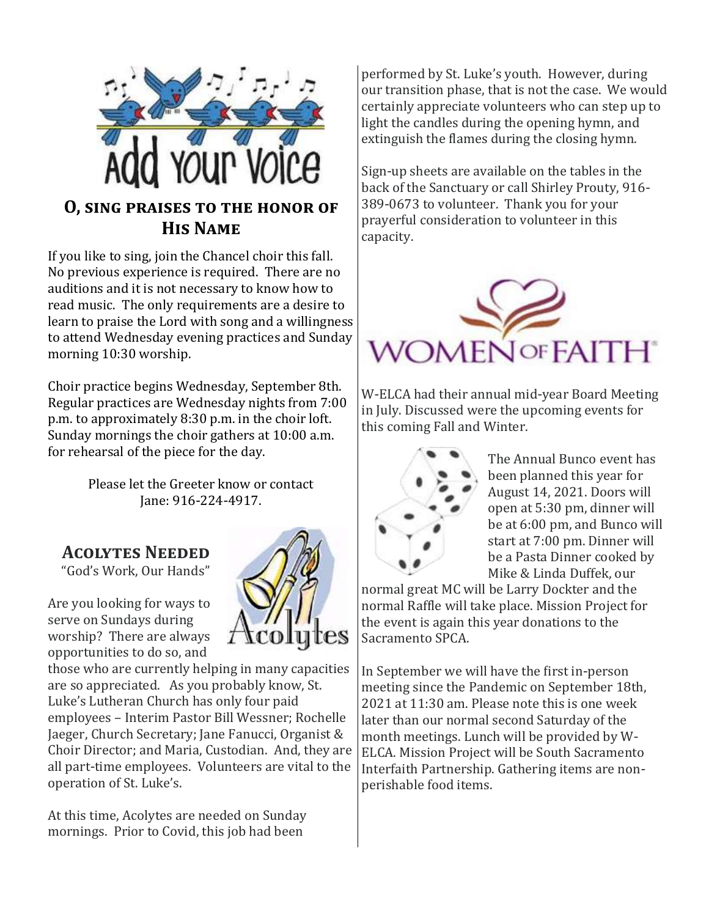Add your Voice

## O, sing praises to the honor of His Name

If you like to sing, join the Chancel choir this fall. No previous experience is required. There are no auditions and it is not necessary to know how to read music. The only requirements are a desire to learn to praise the Lord with song and a willingness to attend Wednesday evening practices and Sunday morning 10:30 worship.

Choir practice begins Wednesday, September 8th. Regular practices are Wednesday nights from 7:00 p.m. to approximately 8:30 p.m. in the choir loft. Sunday mornings the choir gathers at 10:00 a.m. for rehearsal of the piece for the day.

Please let the Greeter know or contact Jane: 916-224-4917.

## Acolytes Needed

"God's Work, Our Hands"

Are you looking for ways to serve on Sundays during worship? There are always opportunities to do so, and those who are currently helping in many capacities are so appreciated. As you probably know, St. Luke's Lutheran Church has only four paid employees – Interim Pastor Bill Wessner; Rochelle Jaeger, Church Secretary; Jane Fanucci, Organist & Choir Director; and Maria, Custodian. And, they are all part-time employees. Volunteers are vital to the operation of St. Luke's.

At this time, Acolytes are needed on Sunday mornings. Prior to Covid, this job had been performed by St. Luke's youth. However, during our transition phase, that is not the case. We would certainly appreciate volunteers who can step up to light the candles during the opening hymn, and extinguish the flames during the closing hymn.

Sign-up sheets are available on the tables in the back of the Sanctuary or call Shirley Prouty, 916-389-0673 to volunteer. Thank you for your prayerful consideration to volunteer in this capacity.

## Women of Faith

W-ELCA had their annual mid-year Board Meeting in July. Discussed were the upcoming events for this coming Fall and Winter.

The Annual Bunco event has been planned this year for August 14, 2021. Doors will open at 5:30 pm, dinner will be at 6:00 pm, and Bunco will start at 7:00 pm. Dinner will be a Pasta Dinner cooked by Mike & Linda Duffek, our normal great MC will be Larry Dockter and the normal Raffle will take place. Mission Project for the event is again this year donations to the Sacramento SPCA.

In September we will have the first in-person meeting since the Pandemic on September 18th, 2021 at 11:30 am. Please note this is one week later than our normal second Saturday of the month meetings. Lunch will be provided by W-ELCA. Mission Project will be South Sacramento Interfaith Partnership. Gathering items are non-perishable food items.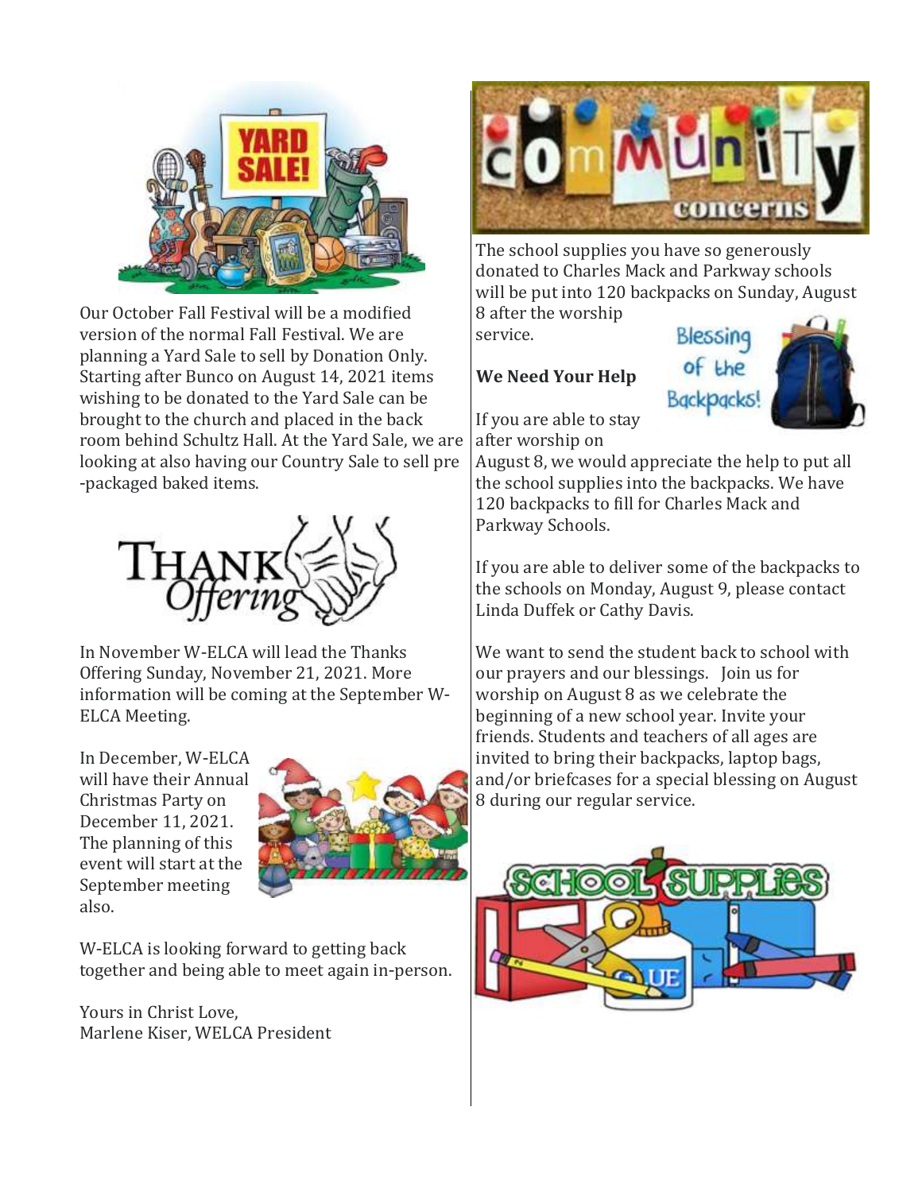Our October Fall Festival will be a modified version of the normal Fall Festival. We are planning a Yard Sale to sell by Donation Only. Starting after Bunco on August 14, 2021 items wishing to be donated to the Yard Sale can be brought to the church and placed in the back room behind Schultz Hall. At the Yard Sale, we are looking at also having our Country Sale to sell pre-packaged baked items.

In November W-ELCA will lead the Thanks Offering Sunday, November 21, 2021. More information will be coming at the September W-ELCA Meeting.

In December, W-ELCA will have their Annual Christmas Party on December 11, 2021. The planning of this event will start at the September meeting also.

W-ELCA is looking forward to getting back together and being able to meet again in-person.

Yours in Christ Love,
Marlene Kiser, WELCA President

The school supplies you have so generously donated to Charles Mack and Parkway schools will be put into 120 backpacks on Sunday, August 8 after the worship service.

**We Need Your Help**

If you are able to stay after worship on August 8, we would appreciate the help to put all the school supplies into the backpacks. We have 120 backpacks to fill for Charles Mack and Parkway Schools.

If you are able to deliver some of the backpacks to the schools on Monday, August 9, please contact Linda Duffek or Cathy Davis.

We want to send the student back to school with our prayers and our blessings. Join us for worship on August 8 as we celebrate the beginning of a new school year. Invite your friends. Students and teachers of all ages are invited to bring their backpacks, laptop bags, and/or briefcases for a special blessing on August 8 during our regular service.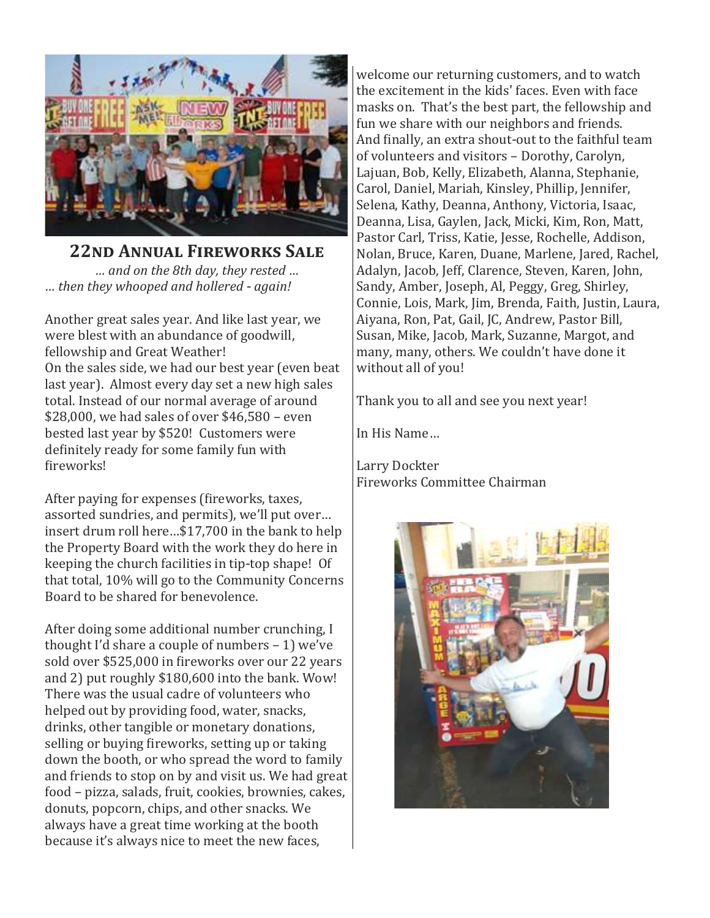## 22nd Annual Fireworks Sale

*… and on the 8th day, they rested …*
*… then they whooped and hollered - again!*

Another great sales year. And like last year, we were blest with an abundance of goodwill, fellowship and Great Weather!
On the sales side, we had our best year (even beat last year). Almost every day set a new high sales total. Instead of our normal average of around $28,000, we had sales of over $46,580 – even bested last year by $520! Customers were definitely ready for some family fun with fireworks!

After paying for expenses (fireworks, taxes, assorted sundries, and permits), we'll put over… insert drum roll here…$17,700 in the bank to help the Property Board with the work they do here in keeping the church facilities in tip-top shape! Of that total, 10% will go to the Community Concerns Board to be shared for benevolence.

After doing some additional number crunching, I thought I'd share a couple of numbers – 1) we've sold over $525,000 in fireworks over our 22 years and 2) put roughly $180,600 into the bank. Wow!
There was the usual cadre of volunteers who helped out by providing food, water, snacks, drinks, other tangible or monetary donations, selling or buying fireworks, setting up or taking down the booth, or who spread the word to family and friends to stop on by and visit us. We had great food – pizza, salads, fruit, cookies, brownies, cakes, donuts, popcorn, chips, and other snacks. We always have a great time working at the booth because it's always nice to meet the new faces, welcome our returning customers, and to watch the excitement in the kids' faces. Even with face masks on. That's the best part, the fellowship and fun we share with our neighbors and friends.
And finally, an extra shout-out to the faithful team of volunteers and visitors – Dorothy, Carolyn, Lajuan, Bob, Kelly, Elizabeth, Alanna, Stephanie, Carol, Daniel, Mariah, Kinsley, Phillip, Jennifer, Selena, Kathy, Deanna, Anthony, Victoria, Isaac, Deanna, Lisa, Gaylen, Jack, Micki, Kim, Ron, Matt, Pastor Carl, Triss, Katie, Jesse, Rochelle, Addison, Nolan, Bruce, Karen, Duane, Marlene, Jared, Rachel, Adalyn, Jacob, Jeff, Clarence, Steven, Karen, John, Sandy, Amber, Joseph, Al, Peggy, Greg, Shirley, Connie, Lois, Mark, Jim, Brenda, Faith, Justin, Laura, Aiyana, Ron, Pat, Gail, JC, Andrew, Pastor Bill, Susan, Mike, Jacob, Mark, Suzanne, Margot, and many, many, others. We couldn't have done it without all of you!

Thank you to all and see you next year!

In His Name…

Larry Dockter
Fireworks Committee Chairman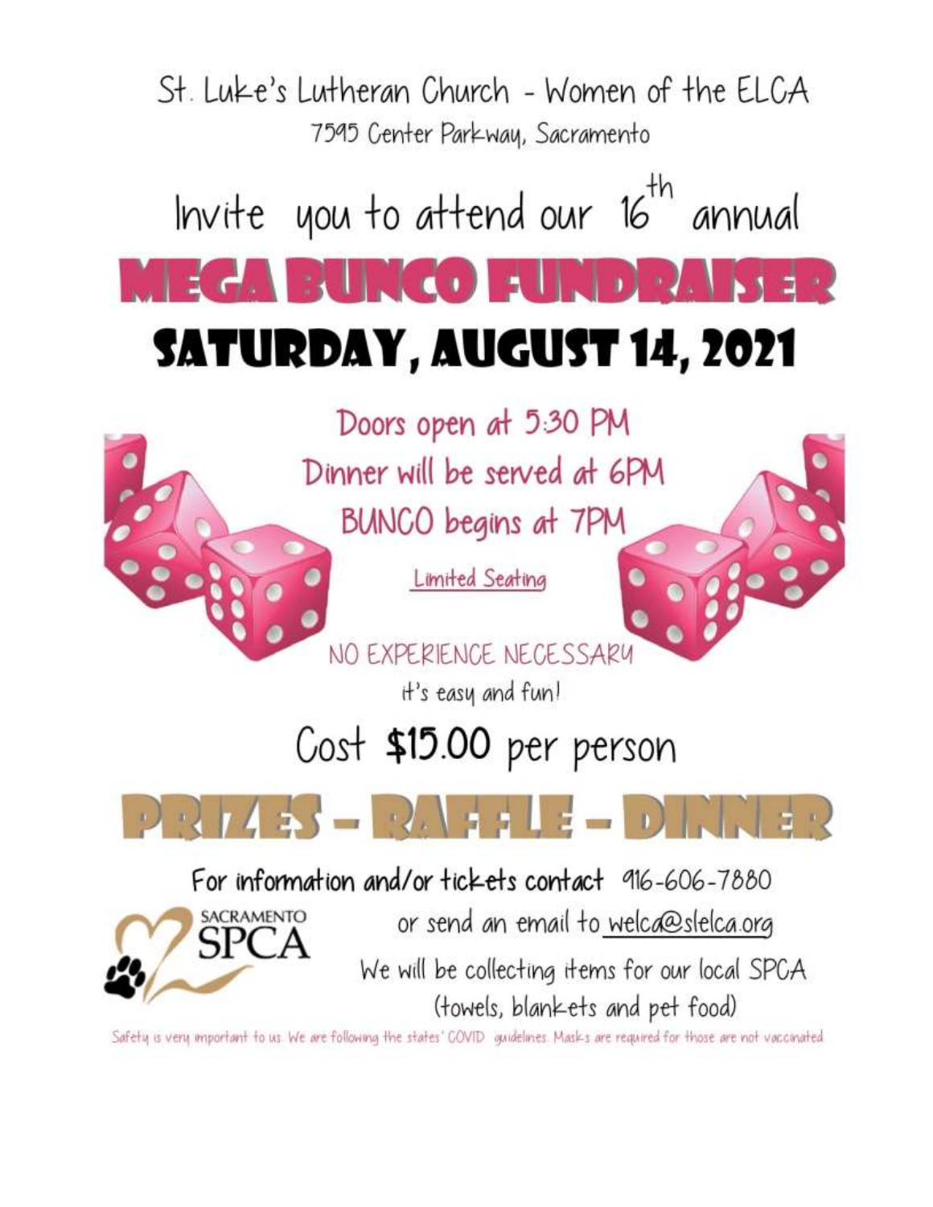St. Luke's Lutheran Church - Women of the ELCA

7595 Center Parkway, Sacramento

Invite you to attend our 16th annual

# MEGA BUNCO FUNDRAISER

## SATURDAY, AUGUST 14, 2021

Doors open at 5:30 PM

Dinner will be served at 6PM

BUNCO begins at 7PM

Limited Seating

NO EXPERIENCE NECESSARY

it's easy and fun!

Cost **$15.00** per person

## PRIZES – RAFFLE – DINNER

For information and/or tickets contact 916-606-7880

or send an email to welca@slelca.org

SACRAMENTO SPCA

We will be collecting items for our local SPCA (towels, blankets and pet food)

Safety is very important to us. We are following the states' COVID guidelines. Masks are required for those are not vaccinated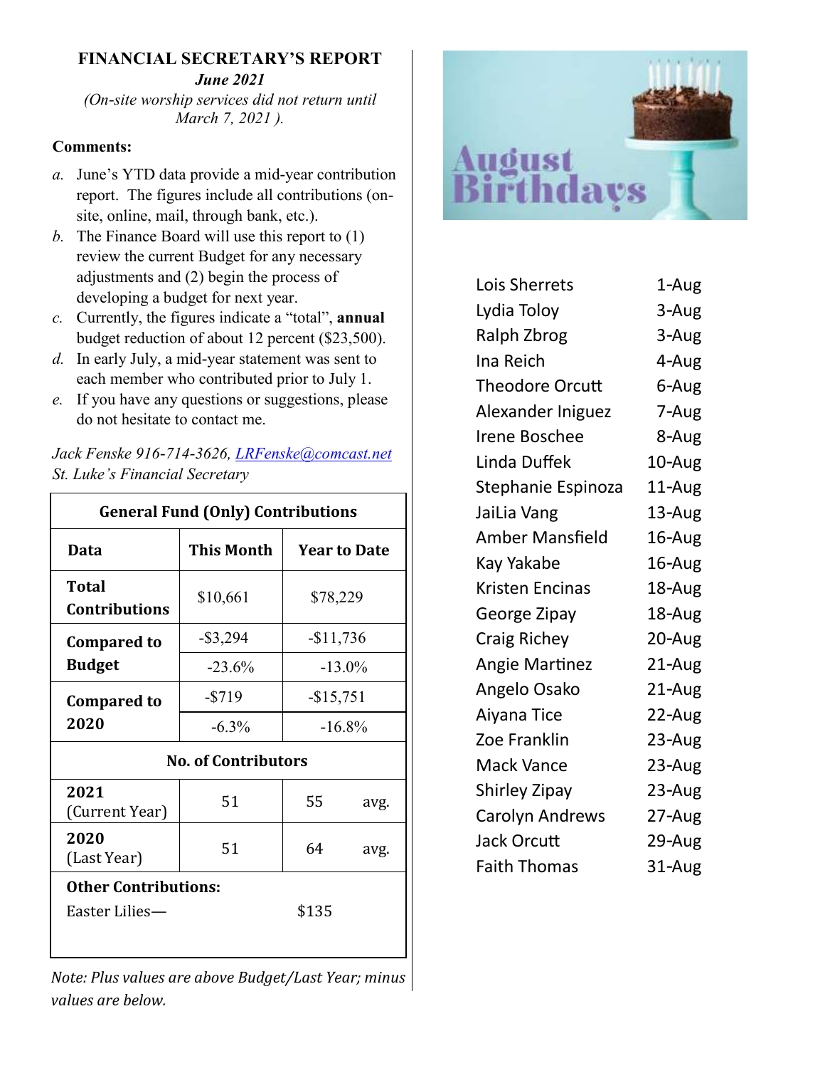## FINANCIAL SECRETARY'S REPORT

***June 2021***

*(On-site worship services did not return until March 7, 2021 ).*

**Comments:**

*a.* June's YTD data provide a mid-year contribution report. The figures include all contributions (on-site, online, mail, through bank, etc.).

*b.* The Finance Board will use this report to (1) review the current Budget for any necessary adjustments and (2) begin the process of developing a budget for next year.

*c.* Currently, the figures indicate a "total", **annual** budget reduction of about 12 percent ($23,500).

*d.* In early July, a mid-year statement was sent to each member who contributed prior to July 1.

*e.* If you have any questions or suggestions, please do not hesitate to contact me.

*Jack Fenske 916-714-3626, LRFenske@comcast.net*
*St. Luke's Financial Secretary*

| General Fund (Only) Contributions | | |
|---|---|---|
| **Data** | **This Month** | **Year to Date** |
| **Total Contributions** | $10,661 | $78,229 |
| **Compared to Budget** | -$3,294 | -$11,736 |
| | -23.6% | -13.0% |
| **Compared to 2020** | -$719 | -$15,751 |
| | -6.3% | -16.8% |
| **No. of Contributors** | | |
| **2021** (Current Year) | 51 | 55 avg. |
| **2020** (Last Year) | 51 | 64 avg. |
| **Other Contributions:** | | |
| Easter Lilies— | $135 | |

*Note: Plus values are above Budget/Last Year; minus values are below.*

## August Birthdays

| | |
|---|---|
| Lois Sherrets | 1-Aug |
| Lydia Toloy | 3-Aug |
| Ralph Zbrog | 3-Aug |
| Ina Reich | 4-Aug |
| Theodore Orcutt | 6-Aug |
| Alexander Iniguez | 7-Aug |
| Irene Boschee | 8-Aug |
| Linda Duffek | 10-Aug |
| Stephanie Espinoza | 11-Aug |
| JaiLia Vang | 13-Aug |
| Amber Mansfield | 16-Aug |
| Kay Yakabe | 16-Aug |
| Kristen Encinas | 18-Aug |
| George Zipay | 18-Aug |
| Craig Richey | 20-Aug |
| Angie Martinez | 21-Aug |
| Angelo Osako | 21-Aug |
| Aiyana Tice | 22-Aug |
| Zoe Franklin | 23-Aug |
| Mack Vance | 23-Aug |
| Shirley Zipay | 23-Aug |
| Carolyn Andrews | 27-Aug |
| Jack Orcutt | 29-Aug |
| Faith Thomas | 31-Aug |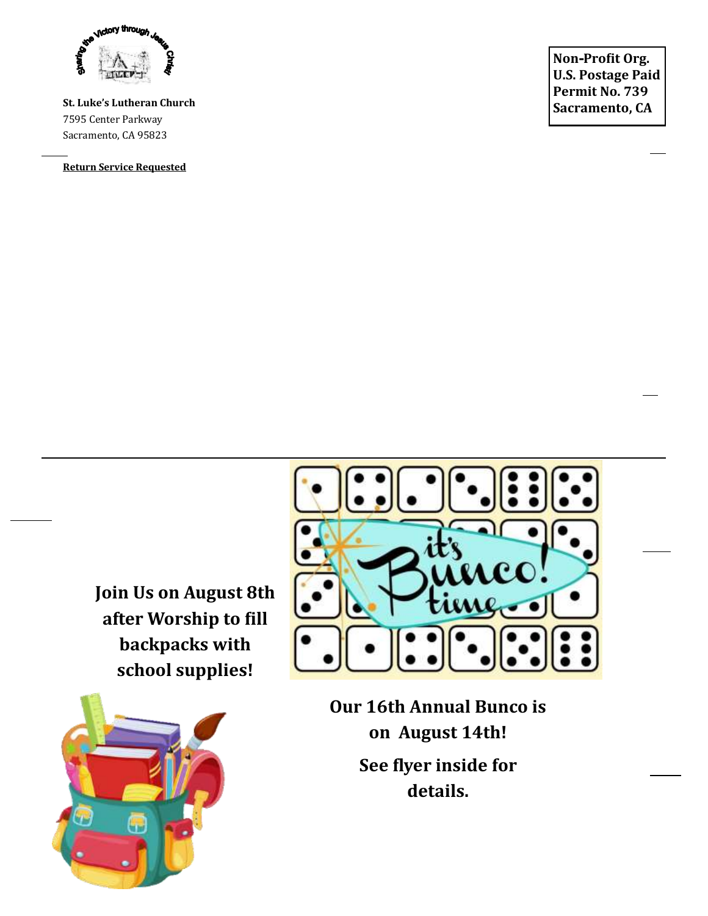**St. Luke's Lutheran Church**
7595 Center Parkway
Sacramento, CA 95823

**Return Service Requested**

**Non-Profit Org.**
**U.S. Postage Paid**
**Permit No. 739**
**Sacramento, CA**

**Join Us on August 8th after Worship to fill backpacks with school supplies!**

**Our 16th Annual Bunco is on August 14th!**

**See flyer inside for details.**